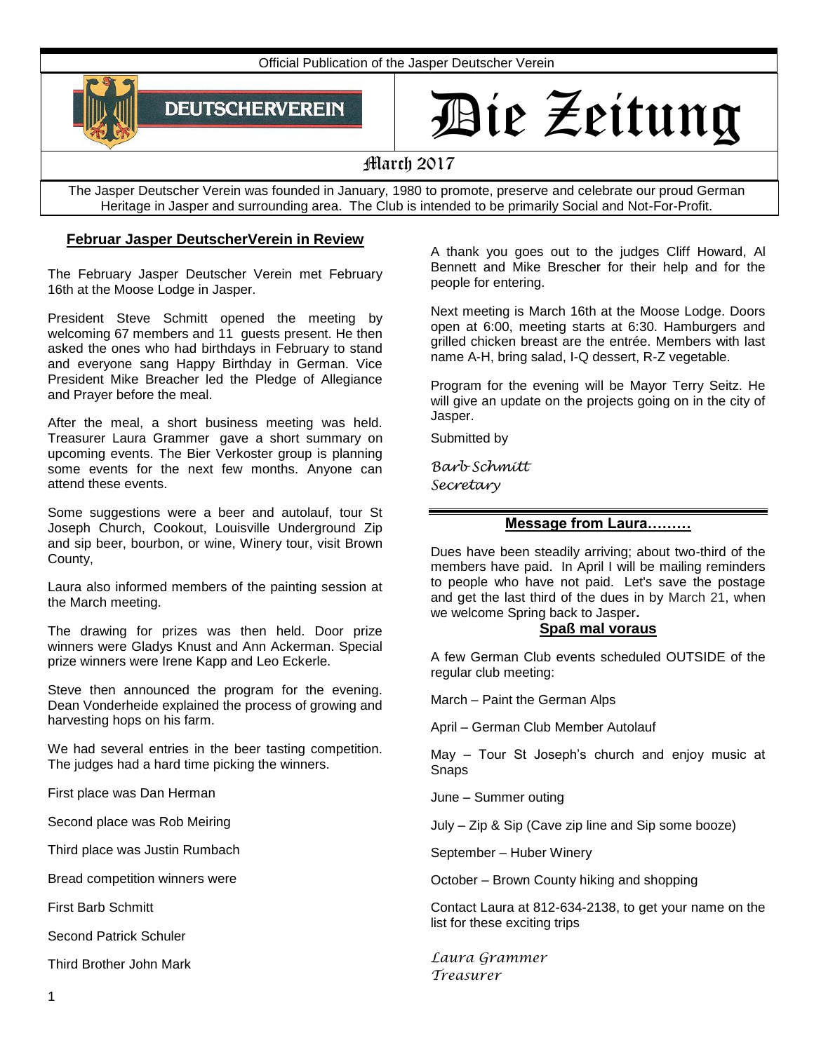Official Publication of the Jasper Deutscher Verein

DEUTSCHERVEREIN

# Die Zeitung

## March 2017

The Jasper Deutscher Verein was founded in January, 1980 to promote, preserve and celebrate our proud German Heritage in Jasper and surrounding area. The Club is intended to be primarily Social and Not-For-Profit.

### Februar Jasper DeutscherVerein in Review

The February Jasper Deutscher Verein met February 16th at the Moose Lodge in Jasper.

President Steve Schmitt opened the meeting by welcoming 67 members and 11 guests present. He then asked the ones who had birthdays in February to stand and everyone sang Happy Birthday in German. Vice President Mike Breacher led the Pledge of Allegiance and Prayer before the meal.

After the meal, a short business meeting was held. Treasurer Laura Grammer gave a short summary on upcoming events. The Bier Verkoster group is planning some events for the next few months. Anyone can attend these events.

Some suggestions were a beer and autolauf, tour St Joseph Church, Cookout, Louisville Underground Zip and sip beer, bourbon, or wine, Winery tour, visit Brown County,

Laura also informed members of the painting session at the March meeting.

The drawing for prizes was then held. Door prize winners were Gladys Knust and Ann Ackerman. Special prize winners were Irene Kapp and Leo Eckerle.

Steve then announced the program for the evening. Dean Vonderheide explained the process of growing and harvesting hops on his farm.

We had several entries in the beer tasting competition. The judges had a hard time picking the winners.

First place was Dan Herman

Second place was Rob Meiring

Third place was Justin Rumbach

Bread competition winners were

First Barb Schmitt

Second Patrick Schuler

Third Brother John Mark

A thank you goes out to the judges Cliff Howard, Al Bennett and Mike Brescher for their help and for the people for entering.

Next meeting is March 16th at the Moose Lodge. Doors open at 6:00, meeting starts at 6:30. Hamburgers and grilled chicken breast are the entrée. Members with last name A-H, bring salad, I-Q dessert, R-Z vegetable.

Program for the evening will be Mayor Terry Seitz. He will give an update on the projects going on in the city of Jasper.

Submitted by

*Barb Schmitt*
*Secretary*

---

### Message from Laura………

Dues have been steadily arriving; about two-third of the members have paid. In April I will be mailing reminders to people who have not paid. Let's save the postage and get the last third of the dues in by March 21, when we welcome Spring back to Jasper**.**

### Spaß mal voraus

A few German Club events scheduled OUTSIDE of the regular club meeting:

March – Paint the German Alps

April – German Club Member Autolauf

May – Tour St Joseph's church and enjoy music at Snaps

June – Summer outing

July – Zip & Sip (Cave zip line and Sip some booze)

September – Huber Winery

October – Brown County hiking and shopping

Contact Laura at 812-634-2138, to get your name on the list for these exciting trips

*Laura Grammer*
*Treasurer*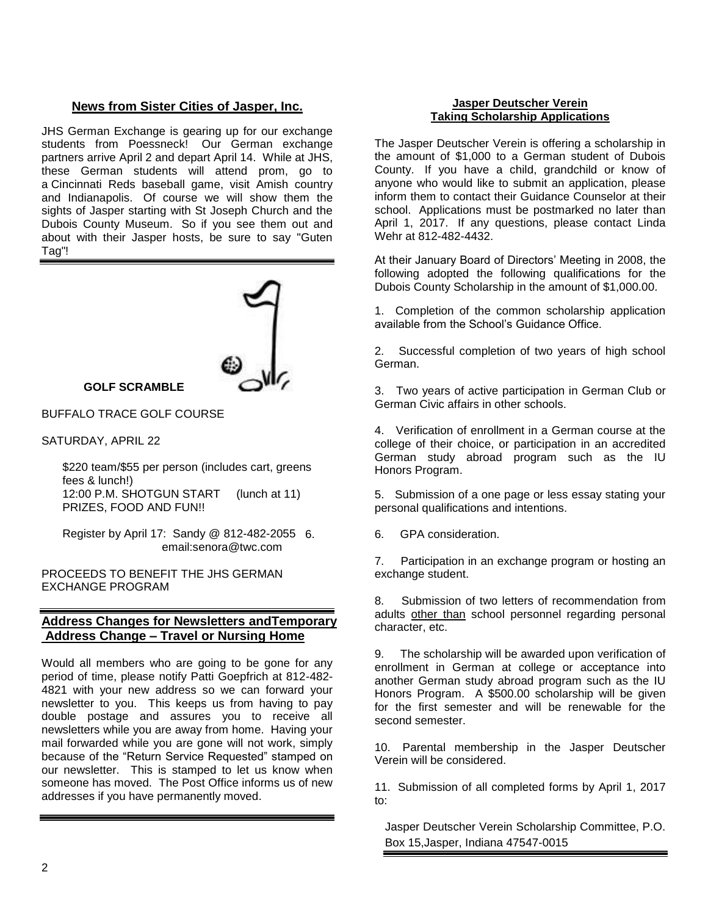## News from Sister Cities of Jasper, Inc.

JHS German Exchange is gearing up for our exchange students from Poessneck! Our German exchange partners arrive April 2 and depart April 14. While at JHS, these German students will attend prom, go to a Cincinnati Reds baseball game, visit Amish country and Indianapolis. Of course we will show them the sights of Jasper starting with St Joseph Church and the Dubois County Museum. So if you see them out and about with their Jasper hosts, be sure to say "Guten Tag"!

---

**GOLF SCRAMBLE**

BUFFALO TRACE GOLF COURSE

SATURDAY, APRIL 22

$220 team/$55 per person (includes cart, greens fees & lunch!)
12:00 P.M. SHOTGUN START (lunch at 11)
PRIZES, FOOD AND FUN!!

Register by April 17: Sandy @ 812-482-2055 6.
email:senora@twc.com

PROCEEDS TO BENEFIT THE JHS GERMAN EXCHANGE PROGRAM

---

## Address Changes for Newsletters andTemporary Address Change – Travel or Nursing Home

Would all members who are going to be gone for any period of time, please notify Patti Goepfrich at 812-482-4821 with your new address so we can forward your newsletter to you. This keeps us from having to pay double postage and assures you to receive all newsletters while you are away from home. Having your mail forwarded while you are gone will not work, simply because of the "Return Service Requested" stamped on our newsletter. This is stamped to let us know when someone has moved. The Post Office informs us of new addresses if you have permanently moved.

---

## Jasper Deutscher Verein Taking Scholarship Applications

The Jasper Deutscher Verein is offering a scholarship in the amount of $1,000 to a German student of Dubois County. If you have a child, grandchild or know of anyone who would like to submit an application, please inform them to contact their Guidance Counselor at their school. Applications must be postmarked no later than April 1, 2017. If any questions, please contact Linda Wehr at 812-482-4432.

At their January Board of Directors' Meeting in 2008, the following adopted the following qualifications for the Dubois County Scholarship in the amount of $1,000.00.

1. Completion of the common scholarship application available from the School's Guidance Office.

2. Successful completion of two years of high school German.

3. Two years of active participation in German Club or German Civic affairs in other schools.

4. Verification of enrollment in a German course at the college of their choice, or participation in an accredited German study abroad program such as the IU Honors Program.

5. Submission of a one page or less essay stating your personal qualifications and intentions.

6. GPA consideration.

7. Participation in an exchange program or hosting an exchange student.

8. Submission of two letters of recommendation from adults other than school personnel regarding personal character, etc.

9. The scholarship will be awarded upon verification of enrollment in German at college or acceptance into another German study abroad program such as the IU Honors Program. A $500.00 scholarship will be given for the first semester and will be renewable for the second semester.

10. Parental membership in the Jasper Deutscher Verein will be considered.

11. Submission of all completed forms by April 1, 2017 to:

Jasper Deutscher Verein Scholarship Committee, P.O. Box 15,Jasper, Indiana 47547-0015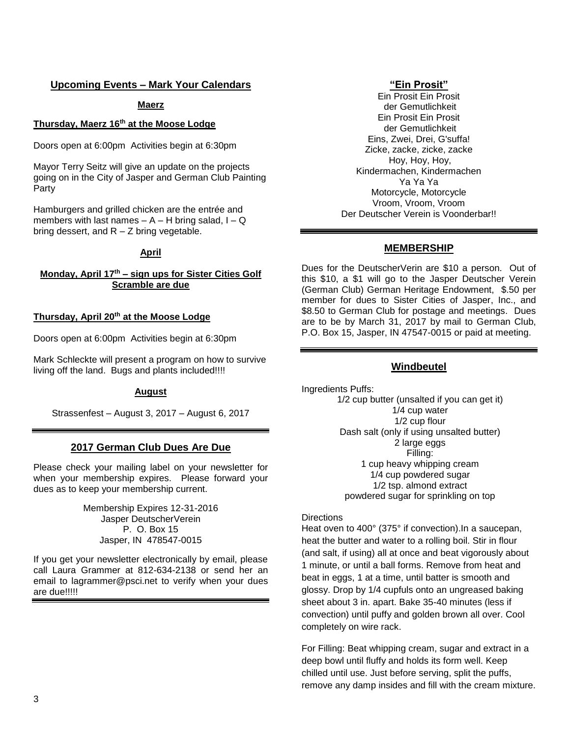## Upcoming Events – Mark Your Calendars

### Maerz

**Thursday, Maerz 16th at the Moose Lodge**

Doors open at 6:00pm  Activities begin at 6:30pm

Mayor Terry Seitz will give an update on the projects going on in the City of Jasper and German Club Painting Party

Hamburgers and grilled chicken are the entrée and members with last names – A – H bring salad, I – Q bring dessert, and R – Z bring vegetable.

### April

**Monday, April 17th – sign ups for Sister Cities Golf Scramble are due**

**Thursday, April 20th at the Moose Lodge**

Doors open at 6:00pm  Activities begin at 6:30pm

Mark Schleckte will present a program on how to survive living off the land.  Bugs and plants included!!!!

### August

Strassenfest – August 3, 2017 – August 6, 2017

## 2017 German Club Dues Are Due

Please check your mailing label on your newsletter for when your membership expires.  Please forward your dues as to keep your membership current.

Membership Expires 12-31-2016
Jasper DeutscherVerein
P.  O. Box 15
Jasper, IN  478547-0015

If you get your newsletter electronically by email, please call Laura Grammer at 812-634-2138 or send her an email to lagrammer@psci.net to verify when your dues are due!!!!!

## "Ein Prosit"

Ein Prosit Ein Prosit
der Gemutlichkeit
Ein Prosit Ein Prosit
der Gemutlichkeit
Eins, Zwei, Drei, G'suffa!
Zicke, zacke, zicke, zacke
Hoy, Hoy, Hoy,
Kindermachen, Kindermachen
Ya Ya Ya
Motorcycle, Motorcycle
Vroom, Vroom, Vroom
Der Deutscher Verein is Voonderbar!!

## MEMBERSHIP

Dues for the DeutscherVerin are $10 a person.  Out of this $10, a $1 will go to the Jasper Deutscher Verein (German Club) German Heritage Endowment,  $.50 per member for dues to Sister Cities of Jasper, Inc., and $8.50 to German Club for postage and meetings.  Dues are to be by March 31, 2017 by mail to German Club, P.O. Box 15, Jasper, IN 47547-0015 or paid at meeting.

## Windbeutel

Ingredients Puffs:

1/2 cup butter (unsalted if you can get it)
1/4 cup water
1/2 cup flour
Dash salt (only if using unsalted butter)
2 large eggs
Filling:
1 cup heavy whipping cream
1/4 cup powdered sugar
1/2 tsp. almond extract
powdered sugar for sprinkling on top

Directions

Heat oven to 400° (375° if convection).In a saucepan, heat the butter and water to a rolling boil. Stir in flour (and salt, if using) all at once and beat vigorously about 1 minute, or until a ball forms. Remove from heat and beat in eggs, 1 at a time, until batter is smooth and glossy. Drop by 1/4 cupfuls onto an ungreased baking sheet about 3 in. apart. Bake 35-40 minutes (less if convection) until puffy and golden brown all over. Cool completely on wire rack.

For Filling: Beat whipping cream, sugar and extract in a deep bowl until fluffy and holds its form well. Keep chilled until use. Just before serving, split the puffs, remove any damp insides and fill with the cream mixture.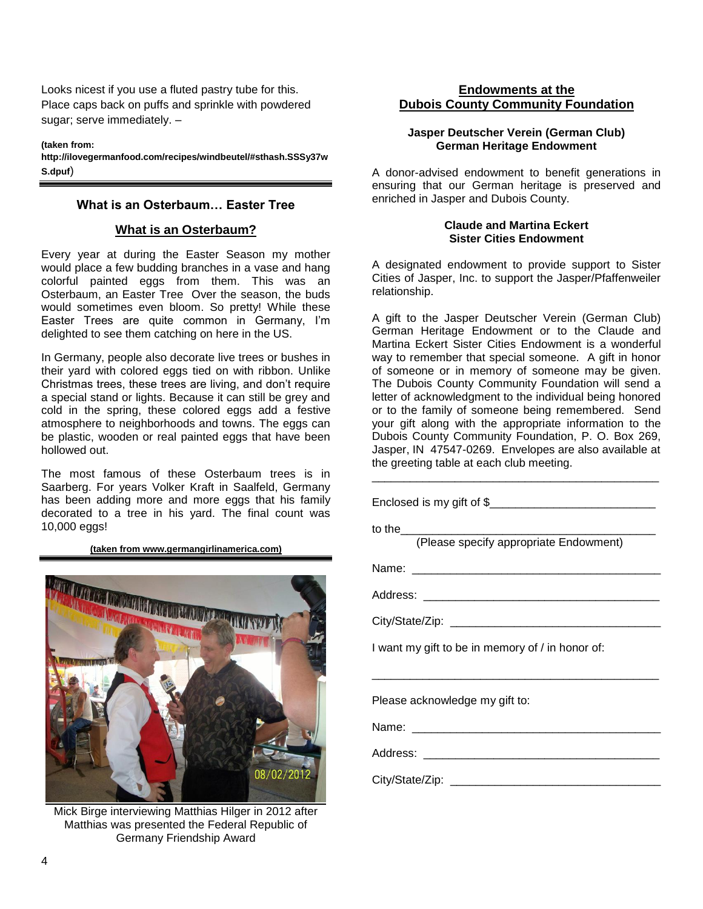Looks nicest if you use a fluted pastry tube for this. Place caps back on puffs and sprinkle with powdered sugar; serve immediately. –

**(taken from: http://ilovegermanfood.com/recipes/windbeutel/#sthash.SSSy37wS.dpuf)**

---

### What is an Osterbaum… Easter Tree

#### What is an Osterbaum?

Every year at during the Easter Season my mother would place a few budding branches in a vase and hang colorful painted eggs from them. This was an Osterbaum, an Easter Tree Over the season, the buds would sometimes even bloom. So pretty! While these Easter Trees are quite common in Germany, I'm delighted to see them catching on here in the US.

In Germany, people also decorate live trees or bushes in their yard with colored eggs tied on with ribbon. Unlike Christmas trees, these trees are living, and don't require a special stand or lights. Because it can still be grey and cold in the spring, these colored eggs add a festive atmosphere to neighborhoods and towns. The eggs can be plastic, wooden or real painted eggs that have been hollowed out.

The most famous of these Osterbaum trees is in Saarberg. For years Volker Kraft in Saalfeld, Germany has been adding more and more eggs that his family decorated to a tree in his yard. The final count was 10,000 eggs!

**(taken from www.germangirlinamerica.com)**

---

Mick Birge interviewing Matthias Hilger in 2012 after Matthias was presented the Federal Republic of Germany Friendship Award

## Endowments at the Dubois County Community Foundation

**Jasper Deutscher Verein (German Club) German Heritage Endowment**

A donor-advised endowment to benefit generations in ensuring that our German heritage is preserved and enriched in Jasper and Dubois County.

**Claude and Martina Eckert Sister Cities Endowment**

A designated endowment to provide support to Sister Cities of Jasper, Inc. to support the Jasper/Pfaffenweiler relationship.

A gift to the Jasper Deutscher Verein (German Club) German Heritage Endowment or to the Claude and Martina Eckert Sister Cities Endowment is a wonderful way to remember that special someone. A gift in honor of someone or in memory of someone may be given. The Dubois County Community Foundation will send a letter of acknowledgment to the individual being honored or to the family of someone being remembered. Send your gift along with the appropriate information to the Dubois County Community Foundation, P. O. Box 269, Jasper, IN 47547-0269. Envelopes are also available at the greeting table at each club meeting.

---

Enclosed is my gift of $__________________________

to the________________________________________
(Please specify appropriate Endowment)

Name: ________________________________________

Address: ______________________________________

City/State/Zip: _________________________________

I want my gift to be in memory of / in honor of:

______________________________________________

Please acknowledge my gift to:

Name: ________________________________________

Address: ______________________________________

City/State/Zip: _________________________________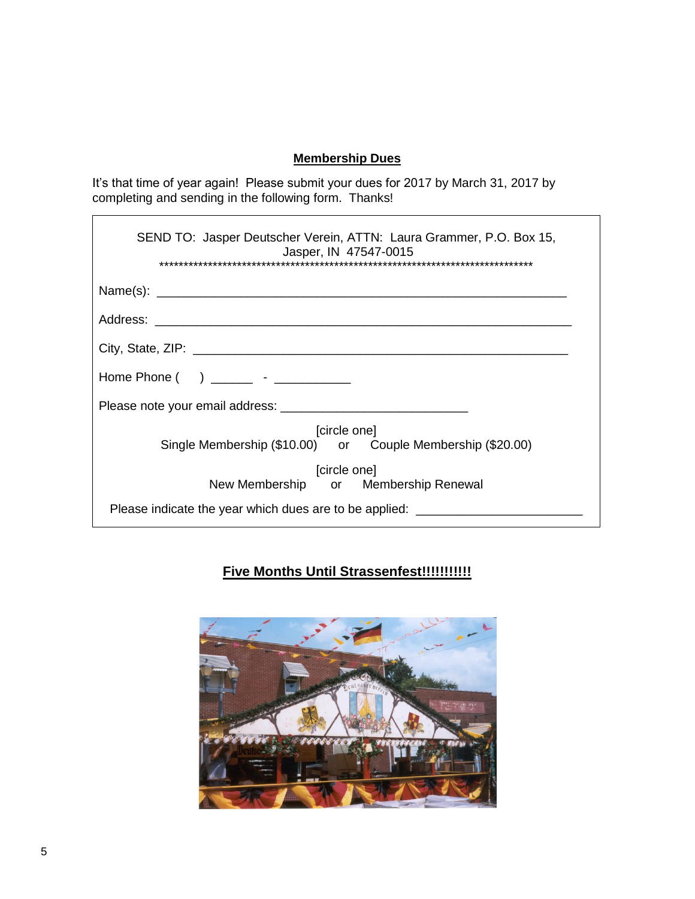## Membership Dues

It's that time of year again! Please submit your dues for 2017 by March 31, 2017 by completing and sending in the following form. Thanks!

SEND TO: Jasper Deutscher Verein, ATTN: Laura Grammer, P.O. Box 15, Jasper, IN 47547-0015

*******************************************************************************

Name(s): ____________________________________________________________

Address: ____________________________________________________________

City, State, ZIP: ______________________________________________________

Home Phone ( ) ______ - __________

Please note your email address: ___________________________

[circle one]
Single Membership ($10.00) or Couple Membership ($20.00)

[circle one]
New Membership or Membership Renewal

Please indicate the year which dues are to be applied: ________________________

## Five Months Until Strassenfest!!!!!!!!!!!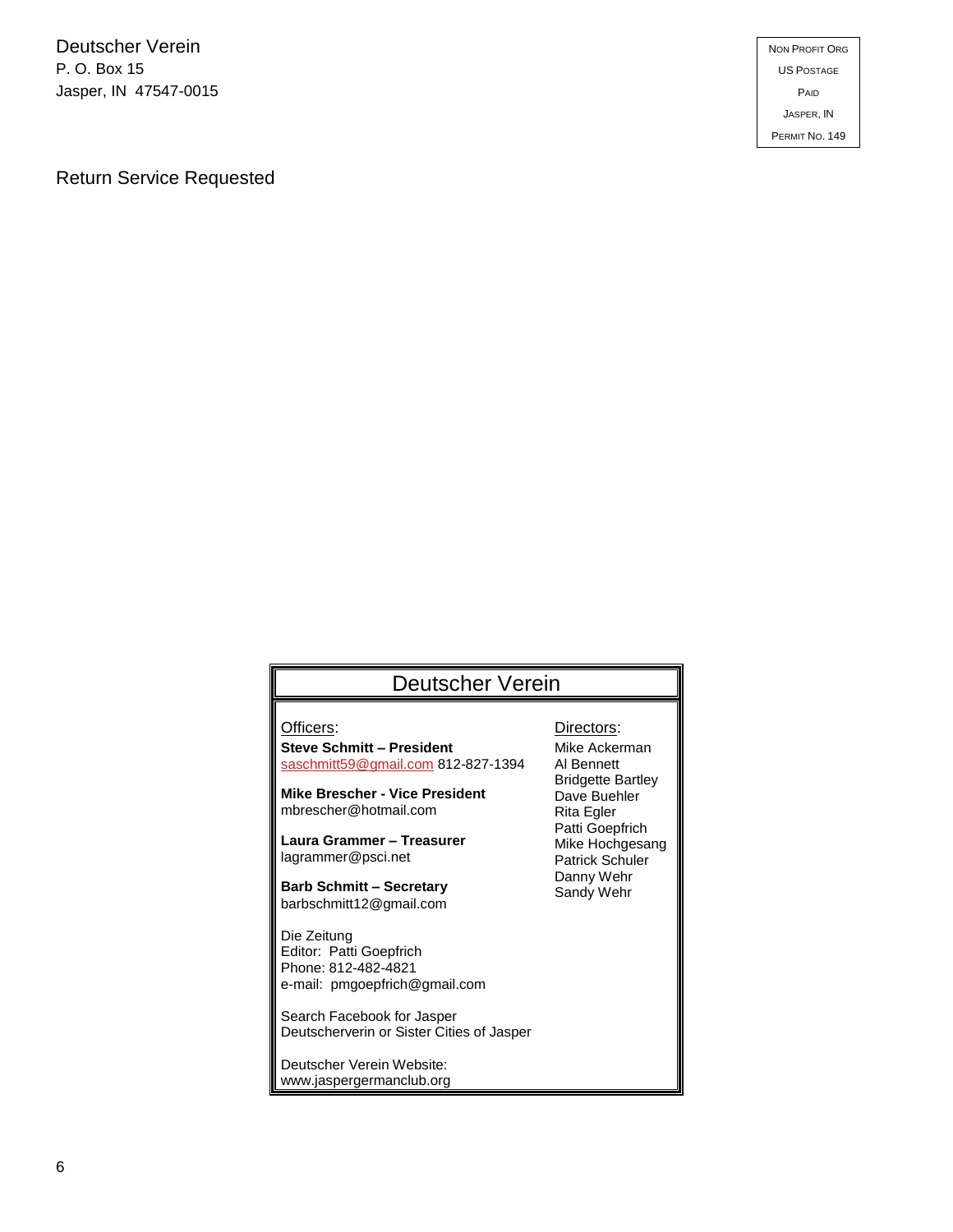Deutscher Verein
P. O. Box 15
Jasper, IN 47547-0015

NON PROFIT ORG
US POSTAGE
PAID
JASPER, IN
PERMIT NO. 149

Return Service Requested

## Deutscher Verein

Officers:

**Steve Schmitt – President**
saschmitt59@gmail.com 812-827-1394

**Mike Brescher - Vice President**
mbrescher@hotmail.com

**Laura Grammer – Treasurer**
lagrammer@psci.net

**Barb Schmitt – Secretary**
barbschmitt12@gmail.com

Die Zeitung
Editor: Patti Goepfrich
Phone: 812-482-4821
e-mail: pmgoepfrich@gmail.com

Search Facebook for Jasper Deutscherverin or Sister Cities of Jasper

Deutscher Verein Website:
www.jaspergermanclub.org

Directors:

Mike Ackerman
Al Bennett
Bridgette Bartley
Dave Buehler
Rita Egler
Patti Goepfrich
Mike Hochgesang
Patrick Schuler
Danny Wehr
Sandy Wehr